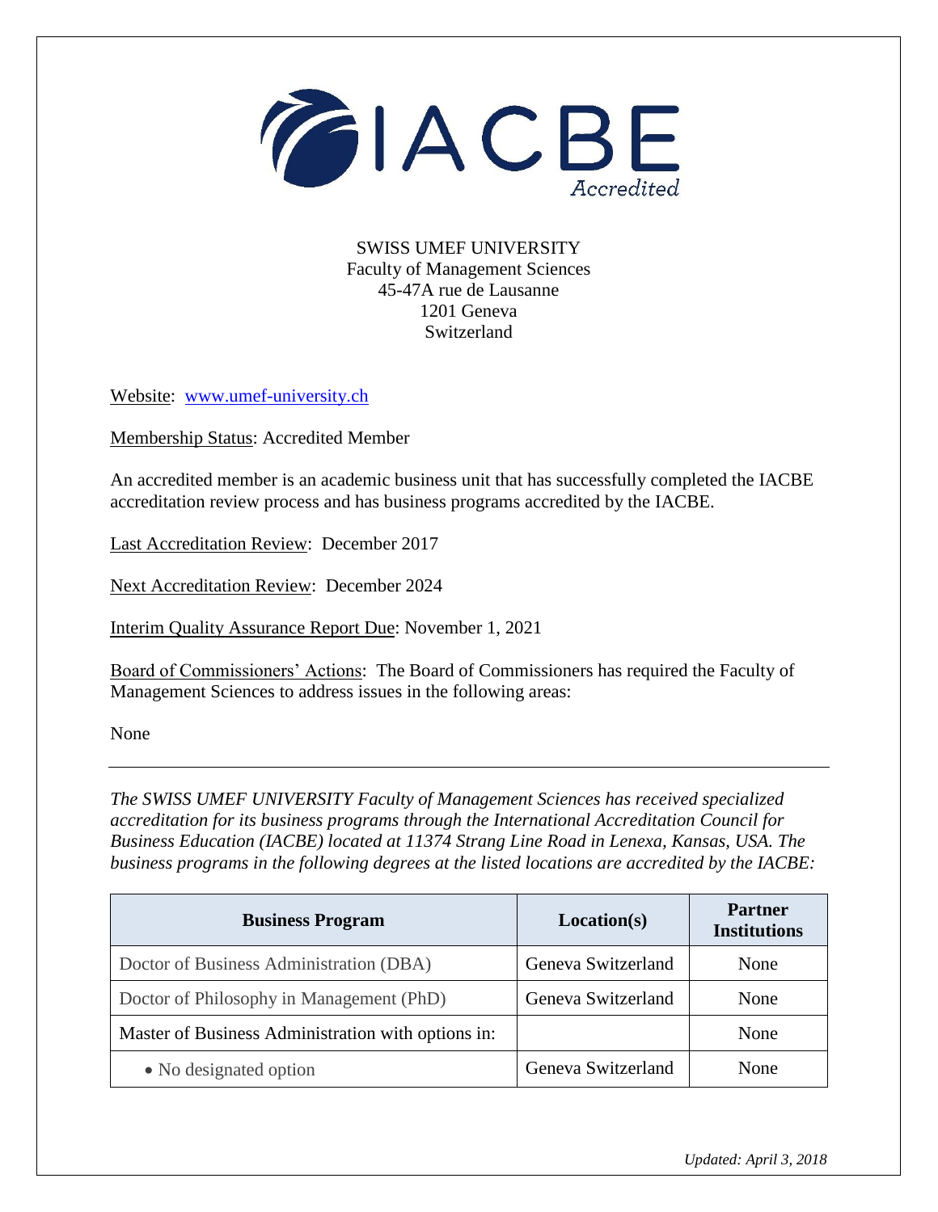SWISS UMEF UNIVERSITY
Faculty of Management Sciences
45-47A rue de Lausanne
1201 Geneva
Switzerland

Website: www.umef-university.ch

Membership Status: Accredited Member

An accredited member is an academic business unit that has successfully completed the IACBE accreditation review process and has business programs accredited by the IACBE.

Last Accreditation Review: December 2017

Next Accreditation Review: December 2024

Interim Quality Assurance Report Due: November 1, 2021

Board of Commissioners' Actions: The Board of Commissioners has required the Faculty of Management Sciences to address issues in the following areas:

None

---

*The SWISS UMEF UNIVERSITY Faculty of Management Sciences has received specialized accreditation for its business programs through the International Accreditation Council for Business Education (IACBE) located at 11374 Strang Line Road in Lenexa, Kansas, USA. The business programs in the following degrees at the listed locations are accredited by the IACBE:*

| Business Program | Location(s) | Partner Institutions |
|---|---|---|
| Doctor of Business Administration (DBA) | Geneva Switzerland | None |
| Doctor of Philosophy in Management (PhD) | Geneva Switzerland | None |
| Master of Business Administration with options in: | | None |
| • No designated option | Geneva Switzerland | None |

*Updated: April 3, 2018*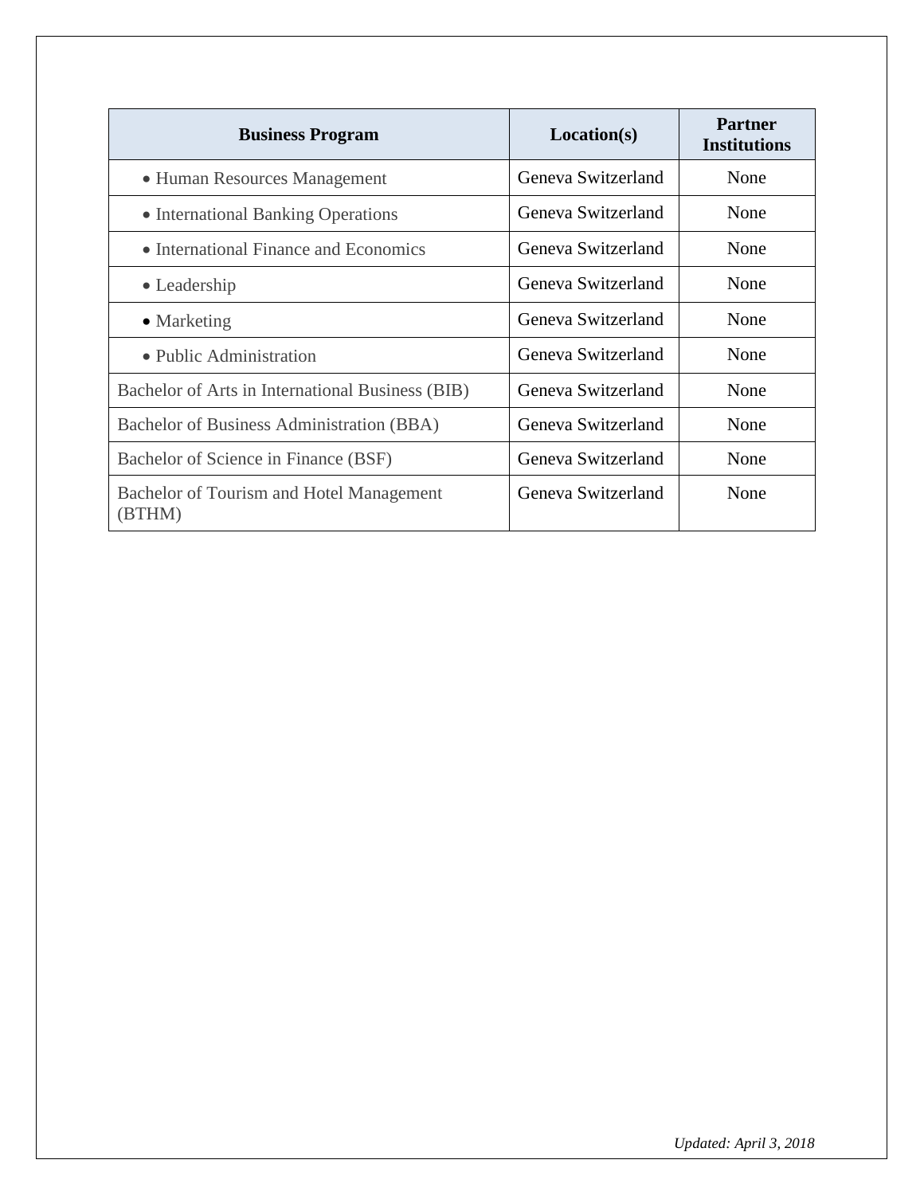| Business Program | Location(s) | Partner Institutions |
|---|---|---|
| • Human Resources Management | Geneva Switzerland | None |
| • International Banking Operations | Geneva Switzerland | None |
| • International Finance and Economics | Geneva Switzerland | None |
| • Leadership | Geneva Switzerland | None |
| • Marketing | Geneva Switzerland | None |
| • Public Administration | Geneva Switzerland | None |
| Bachelor of Arts in International Business (BIB) | Geneva Switzerland | None |
| Bachelor of Business Administration (BBA) | Geneva Switzerland | None |
| Bachelor of Science in Finance (BSF) | Geneva Switzerland | None |
| Bachelor of Tourism and Hotel Management (BTHM) | Geneva Switzerland | None |

*Updated: April 3, 2018*